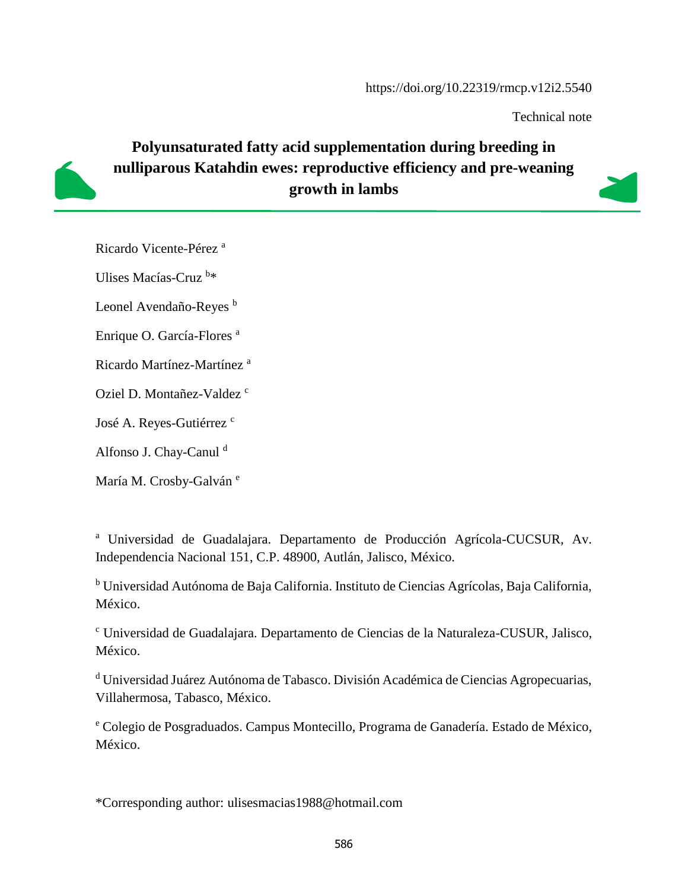https://doi.org/10.22319/rmcp.v12i2.5540

Technical note

# Polyunsaturated fatty acid supplementation during breeding in nulliparous Katahdin ewes: reproductive efficiency and pre-weaning growth in lambs

Ricardo Vicente-Pérez [a]

Ulises Macías-Cruz [b]*

Leonel Avendaño-Reyes [b]

Enrique O. García-Flores [a]

Ricardo Martínez-Martínez [a]

Oziel D. Montañez-Valdez [c]

José A. Reyes-Gutiérrez [c]

Alfonso J. Chay-Canul [d]

María M. Crosby-Galván [e]

[a] Universidad de Guadalajara. Departamento de Producción Agrícola-CUCSUR, Av. Independencia Nacional 151, C.P. 48900, Autlán, Jalisco, México.

[b] Universidad Autónoma de Baja California. Instituto de Ciencias Agrícolas, Baja California, México.

[c] Universidad de Guadalajara. Departamento de Ciencias de la Naturaleza-CUSUR, Jalisco, México.

[d] Universidad Juárez Autónoma de Tabasco. División Académica de Ciencias Agropecuarias, Villahermosa, Tabasco, México.

[e] Colegio de Posgraduados. Campus Montecillo, Programa de Ganadería. Estado de México, México.

*Corresponding author: ulisesmacias1988@hotmail.com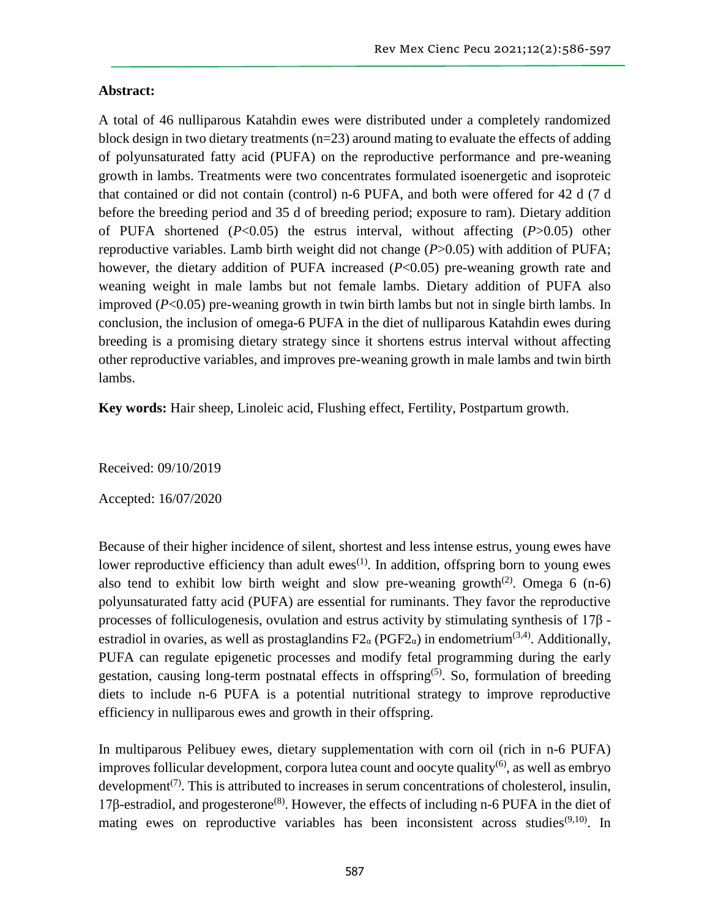**Abstract:**

A total of 46 nulliparous Katahdin ewes were distributed under a completely randomized block design in two dietary treatments (n=23) around mating to evaluate the effects of adding of polyunsaturated fatty acid (PUFA) on the reproductive performance and pre-weaning growth in lambs. Treatments were two concentrates formulated isoenergetic and isoproteic that contained or did not contain (control) n-6 PUFA, and both were offered for 42 d (7 d before the breeding period and 35 d of breeding period; exposure to ram). Dietary addition of PUFA shortened ($P$<0.05) the estrus interval, without affecting ($P$>0.05) other reproductive variables. Lamb birth weight did not change ($P$>0.05) with addition of PUFA; however, the dietary addition of PUFA increased ($P$<0.05) pre-weaning growth rate and weaning weight in male lambs but not female lambs. Dietary addition of PUFA also improved ($P$<0.05) pre-weaning growth in twin birth lambs but not in single birth lambs. In conclusion, the inclusion of omega-6 PUFA in the diet of nulliparous Katahdin ewes during breeding is a promising dietary strategy since it shortens estrus interval without affecting other reproductive variables, and improves pre-weaning growth in male lambs and twin birth lambs.

**Key words:** Hair sheep, Linoleic acid, Flushing effect, Fertility, Postpartum growth.

Received: 09/10/2019

Accepted: 16/07/2020

Because of their higher incidence of silent, shortest and less intense estrus, young ewes have lower reproductive efficiency than adult ewes[1]. In addition, offspring born to young ewes also tend to exhibit low birth weight and slow pre-weaning growth[2]. Omega 6 (n-6) polyunsaturated fatty acid (PUFA) are essential for ruminants. They favor the reproductive processes of folliculogenesis, ovulation and estrus activity by stimulating synthesis of 17β - estradiol in ovaries, as well as prostaglandins $F2_{\alpha}$ ($PGF2_{\alpha}$) in endometrium[3,4]. Additionally, PUFA can regulate epigenetic processes and modify fetal programming during the early gestation, causing long-term postnatal effects in offspring[5]. So, formulation of breeding diets to include n-6 PUFA is a potential nutritional strategy to improve reproductive efficiency in nulliparous ewes and growth in their offspring.

In multiparous Pelibuey ewes, dietary supplementation with corn oil (rich in n-6 PUFA) improves follicular development, corpora lutea count and oocyte quality[6], as well as embryo development[7]. This is attributed to increases in serum concentrations of cholesterol, insulin, 17β-estradiol, and progesterone[8]. However, the effects of including n-6 PUFA in the diet of mating ewes on reproductive variables has been inconsistent across studies[9,10]. In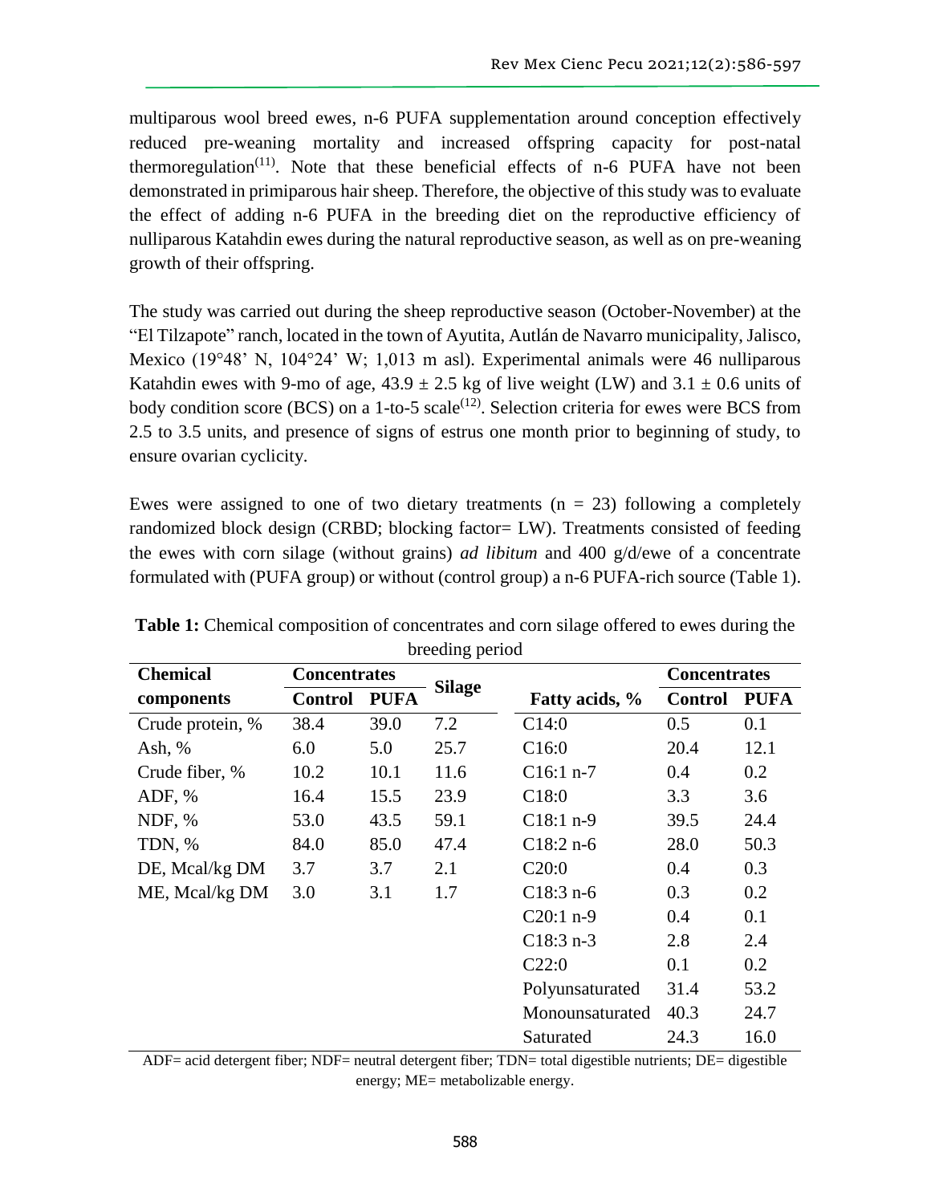multiparous wool breed ewes, n-6 PUFA supplementation around conception effectively reduced pre-weaning mortality and increased offspring capacity for post-natal thermoregulation[11]. Note that these beneficial effects of n-6 PUFA have not been demonstrated in primiparous hair sheep. Therefore, the objective of this study was to evaluate the effect of adding n-6 PUFA in the breeding diet on the reproductive efficiency of nulliparous Katahdin ewes during the natural reproductive season, as well as on pre-weaning growth of their offspring.

The study was carried out during the sheep reproductive season (October-November) at the "El Tilzapote" ranch, located in the town of Ayutita, Autlán de Navarro municipality, Jalisco, Mexico (19°48' N, 104°24' W; 1,013 m asl). Experimental animals were 46 nulliparous Katahdin ewes with 9-mo of age, 43.9 ± 2.5 kg of live weight (LW) and 3.1 ± 0.6 units of body condition score (BCS) on a 1-to-5 scale[12]. Selection criteria for ewes were BCS from 2.5 to 3.5 units, and presence of signs of estrus one month prior to beginning of study, to ensure ovarian cyclicity.

Ewes were assigned to one of two dietary treatments (n = 23) following a completely randomized block design (CRBD; blocking factor= LW). Treatments consisted of feeding the ewes with corn silage (without grains) *ad libitum* and 400 g/d/ewe of a concentrate formulated with (PUFA group) or without (control group) a n-6 PUFA-rich source (Table 1).

**Table 1:** Chemical composition of concentrates and corn silage offered to ewes during the breeding period

| **Chemical components** | **Concentrates** | | **Silage** | **Fatty acids, %** | **Concentrates** | |
|---|---|---|---|---|---|---|
| | **Control** | **PUFA** | | | **Control** | **PUFA** |
| Crude protein, % | 38.4 | 39.0 | 7.2 | C14:0 | 0.5 | 0.1 |
| Ash, % | 6.0 | 5.0 | 25.7 | C16:0 | 20.4 | 12.1 |
| Crude fiber, % | 10.2 | 10.1 | 11.6 | C16:1 n-7 | 0.4 | 0.2 |
| ADF, % | 16.4 | 15.5 | 23.9 | C18:0 | 3.3 | 3.6 |
| NDF, % | 53.0 | 43.5 | 59.1 | C18:1 n-9 | 39.5 | 24.4 |
| TDN, % | 84.0 | 85.0 | 47.4 | C18:2 n-6 | 28.0 | 50.3 |
| DE, Mcal/kg DM | 3.7 | 3.7 | 2.1 | C20:0 | 0.4 | 0.3 |
| ME, Mcal/kg DM | 3.0 | 3.1 | 1.7 | C18:3 n-6 | 0.3 | 0.2 |
| | | | | C20:1 n-9 | 0.4 | 0.1 |
| | | | | C18:3 n-3 | 2.8 | 2.4 |
| | | | | C22:0 | 0.1 | 0.2 |
| | | | | Polyunsaturated | 31.4 | 53.2 |
| | | | | Monounsaturated | 40.3 | 24.7 |
| | | | | Saturated | 24.3 | 16.0 |

ADF= acid detergent fiber; NDF= neutral detergent fiber; TDN= total digestible nutrients; DE= digestible energy; ME= metabolizable energy.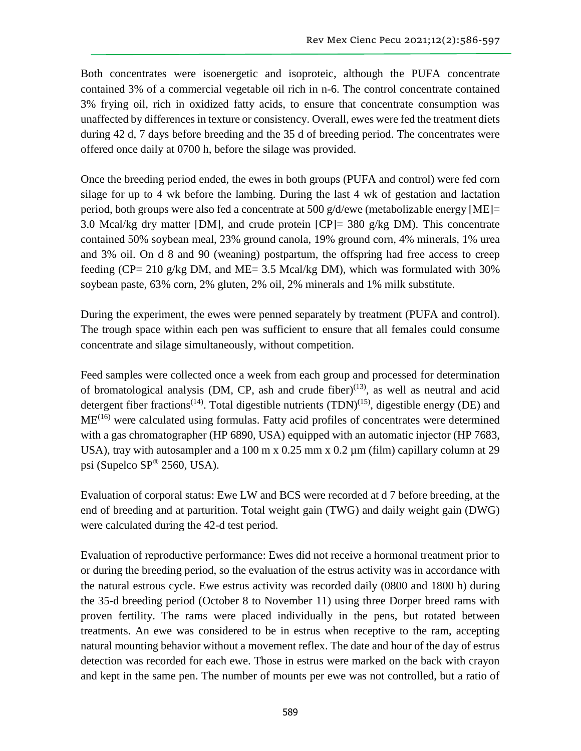Both concentrates were isoenergetic and isoproteic, although the PUFA concentrate contained 3% of a commercial vegetable oil rich in n-6. The control concentrate contained 3% frying oil, rich in oxidized fatty acids, to ensure that concentrate consumption was unaffected by differences in texture or consistency. Overall, ewes were fed the treatment diets during 42 d, 7 days before breeding and the 35 d of breeding period. The concentrates were offered once daily at 0700 h, before the silage was provided.

Once the breeding period ended, the ewes in both groups (PUFA and control) were fed corn silage for up to 4 wk before the lambing. During the last 4 wk of gestation and lactation period, both groups were also fed a concentrate at 500 g/d/ewe (metabolizable energy [ME]= 3.0 Mcal/kg dry matter [DM], and crude protein [CP]= 380 g/kg DM). This concentrate contained 50% soybean meal, 23% ground canola, 19% ground corn, 4% minerals, 1% urea and 3% oil. On d 8 and 90 (weaning) postpartum, the offspring had free access to creep feeding (CP= 210 g/kg DM, and ME= 3.5 Mcal/kg DM), which was formulated with 30% soybean paste, 63% corn, 2% gluten, 2% oil, 2% minerals and 1% milk substitute.

During the experiment, the ewes were penned separately by treatment (PUFA and control). The trough space within each pen was sufficient to ensure that all females could consume concentrate and silage simultaneously, without competition.

Feed samples were collected once a week from each group and processed for determination of bromatological analysis (DM, CP, ash and crude fiber)[13], as well as neutral and acid detergent fiber fractions[14]. Total digestible nutrients (TDN)[15], digestible energy (DE) and ME[16] were calculated using formulas. Fatty acid profiles of concentrates were determined with a gas chromatographer (HP 6890, USA) equipped with an automatic injector (HP 7683, USA), tray with autosampler and a 100 m x 0.25 mm x 0.2 µm (film) capillary column at 29 psi (Supelco SP® 2560, USA).

Evaluation of corporal status: Ewe LW and BCS were recorded at d 7 before breeding, at the end of breeding and at parturition. Total weight gain (TWG) and daily weight gain (DWG) were calculated during the 42-d test period.

Evaluation of reproductive performance: Ewes did not receive a hormonal treatment prior to or during the breeding period, so the evaluation of the estrus activity was in accordance with the natural estrous cycle. Ewe estrus activity was recorded daily (0800 and 1800 h) during the 35-d breeding period (October 8 to November 11) using three Dorper breed rams with proven fertility. The rams were placed individually in the pens, but rotated between treatments. An ewe was considered to be in estrus when receptive to the ram, accepting natural mounting behavior without a movement reflex. The date and hour of the day of estrus detection was recorded for each ewe. Those in estrus were marked on the back with crayon and kept in the same pen. The number of mounts per ewe was not controlled, but a ratio of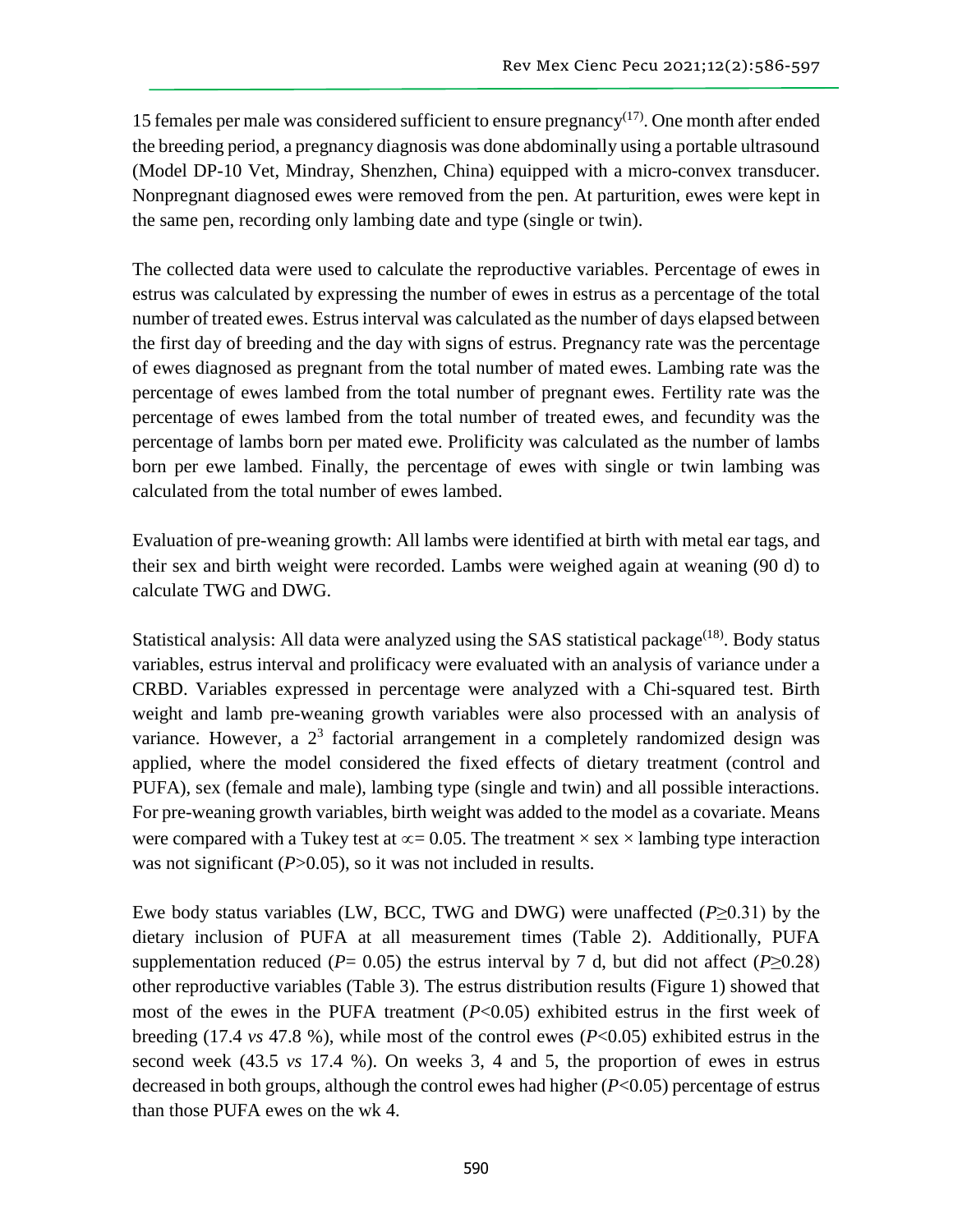15 females per male was considered sufficient to ensure pregnancy[17]. One month after ended the breeding period, a pregnancy diagnosis was done abdominally using a portable ultrasound (Model DP-10 Vet, Mindray, Shenzhen, China) equipped with a micro-convex transducer. Nonpregnant diagnosed ewes were removed from the pen. At parturition, ewes were kept in the same pen, recording only lambing date and type (single or twin).

The collected data were used to calculate the reproductive variables. Percentage of ewes in estrus was calculated by expressing the number of ewes in estrus as a percentage of the total number of treated ewes. Estrus interval was calculated as the number of days elapsed between the first day of breeding and the day with signs of estrus. Pregnancy rate was the percentage of ewes diagnosed as pregnant from the total number of mated ewes. Lambing rate was the percentage of ewes lambed from the total number of pregnant ewes. Fertility rate was the percentage of ewes lambed from the total number of treated ewes, and fecundity was the percentage of lambs born per mated ewe. Prolificity was calculated as the number of lambs born per ewe lambed. Finally, the percentage of ewes with single or twin lambing was calculated from the total number of ewes lambed.

Evaluation of pre-weaning growth: All lambs were identified at birth with metal ear tags, and their sex and birth weight were recorded. Lambs were weighed again at weaning (90 d) to calculate TWG and DWG.

Statistical analysis: All data were analyzed using the SAS statistical package[18]. Body status variables, estrus interval and prolificacy were evaluated with an analysis of variance under a CRBD. Variables expressed in percentage were analyzed with a Chi-squared test. Birth weight and lamb pre-weaning growth variables were also processed with an analysis of variance. However, a $2^3$ factorial arrangement in a completely randomized design was applied, where the model considered the fixed effects of dietary treatment (control and PUFA), sex (female and male), lambing type (single and twin) and all possible interactions. For pre-weaning growth variables, birth weight was added to the model as a covariate. Means were compared with a Tukey test at $\propto = 0.05$. The treatment × sex × lambing type interaction was not significant ($P$>0.05), so it was not included in results.

Ewe body status variables (LW, BCC, TWG and DWG) were unaffected ($P$≥0.31) by the dietary inclusion of PUFA at all measurement times (Table 2). Additionally, PUFA supplementation reduced ($P$= 0.05) the estrus interval by 7 d, but did not affect ($P$≥0.28) other reproductive variables (Table 3). The estrus distribution results (Figure 1) showed that most of the ewes in the PUFA treatment ($P$<0.05) exhibited estrus in the first week of breeding (17.4 *vs* 47.8 %), while most of the control ewes ($P$<0.05) exhibited estrus in the second week (43.5 *vs* 17.4 %). On weeks 3, 4 and 5, the proportion of ewes in estrus decreased in both groups, although the control ewes had higher ($P$<0.05) percentage of estrus than those PUFA ewes on the wk 4.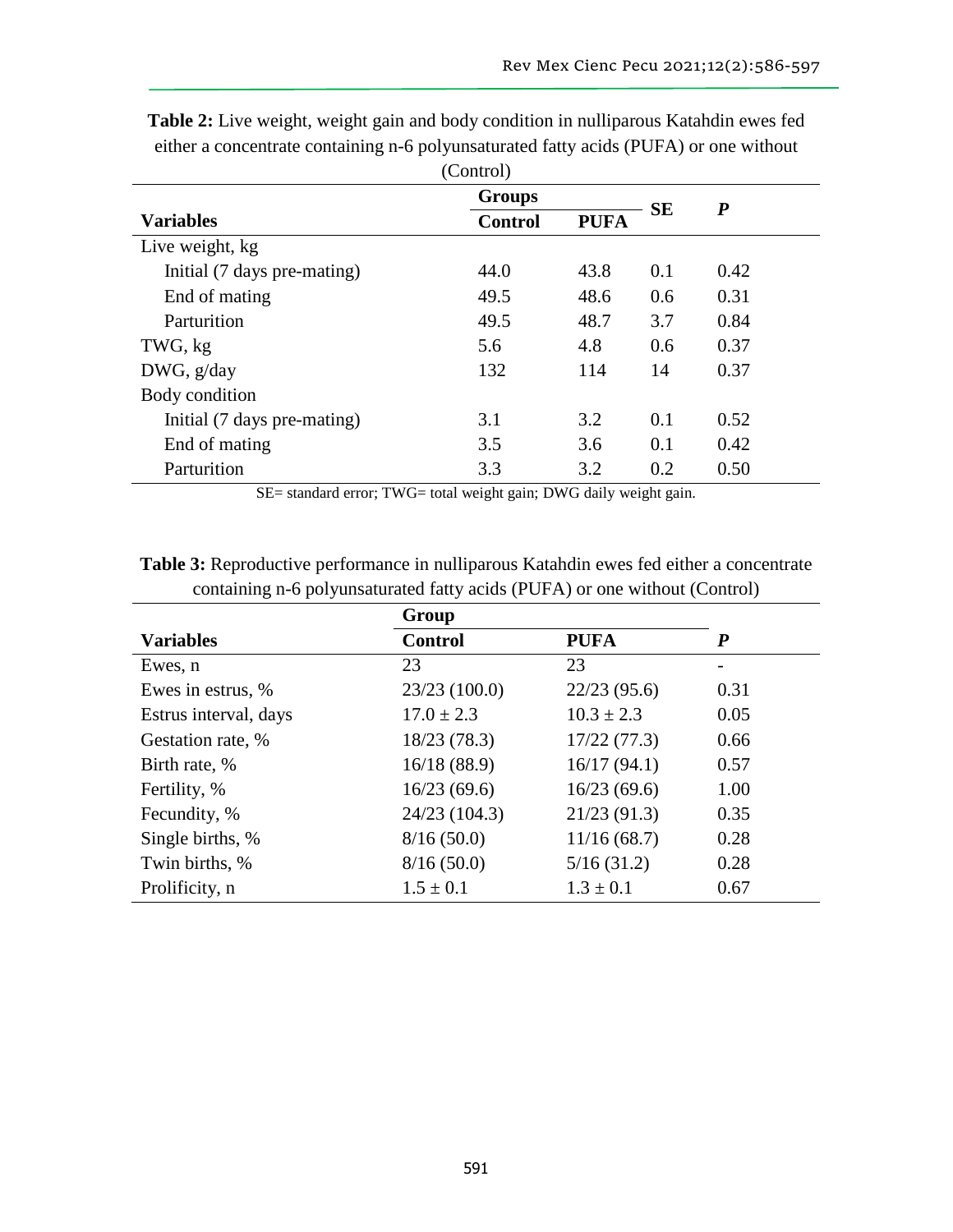**Table 2:** Live weight, weight gain and body condition in nulliparous Katahdin ewes fed either a concentrate containing n-6 polyunsaturated fatty acids (PUFA) or one without (Control)

| Variables | Groups | | SE | *P* |
|---|---|---|---|---|
| | Control | PUFA | | |
| Live weight, kg | | | | |
| Initial (7 days pre-mating) | 44.0 | 43.8 | 0.1 | 0.42 |
| End of mating | 49.5 | 48.6 | 0.6 | 0.31 |
| Parturition | 49.5 | 48.7 | 3.7 | 0.84 |
| TWG, kg | 5.6 | 4.8 | 0.6 | 0.37 |
| DWG, g/day | 132 | 114 | 14 | 0.37 |
| Body condition | | | | |
| Initial (7 days pre-mating) | 3.1 | 3.2 | 0.1 | 0.52 |
| End of mating | 3.5 | 3.6 | 0.1 | 0.42 |
| Parturition | 3.3 | 3.2 | 0.2 | 0.50 |

SE= standard error; TWG= total weight gain; DWG daily weight gain.

**Table 3:** Reproductive performance in nulliparous Katahdin ewes fed either a concentrate containing n-6 polyunsaturated fatty acids (PUFA) or one without (Control)

| Variables | Group | | *P* |
|---|---|---|---|
| | Control | PUFA | |
| Ewes, n | 23 | 23 | - |
| Ewes in estrus, % | 23/23 (100.0) | 22/23 (95.6) | 0.31 |
| Estrus interval, days | $17.0 \pm 2.3$ | $10.3 \pm 2.3$ | 0.05 |
| Gestation rate, % | 18/23 (78.3) | 17/22 (77.3) | 0.66 |
| Birth rate, % | 16/18 (88.9) | 16/17 (94.1) | 0.57 |
| Fertility, % | 16/23 (69.6) | 16/23 (69.6) | 1.00 |
| Fecundity, % | 24/23 (104.3) | 21/23 (91.3) | 0.35 |
| Single births, % | 8/16 (50.0) | 11/16 (68.7) | 0.28 |
| Twin births, % | 8/16 (50.0) | 5/16 (31.2) | 0.28 |
| Prolificity, n | $1.5 \pm 0.1$ | $1.3 \pm 0.1$ | 0.67 |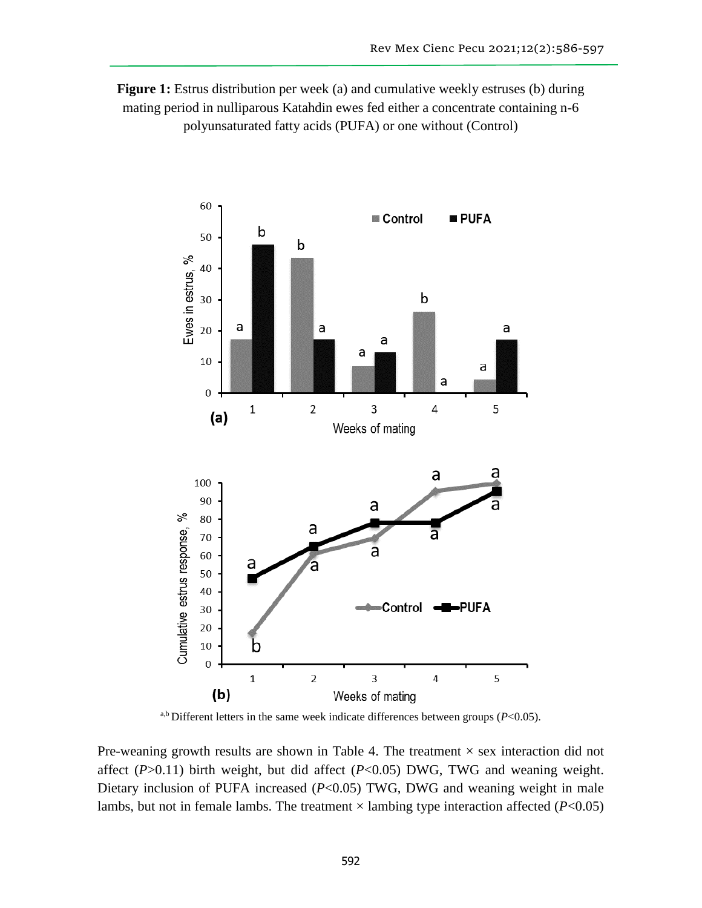**Figure 1:** Estrus distribution per week (a) and cumulative weekly estruses (b) during mating period in nulliparous Katahdin ewes fed either a concentrate containing n-6 polyunsaturated fatty acids (PUFA) or one without (Control)

(a)

Ewes in estrus, %

Control PUFA

Weeks of mating

1 2 3 4 5

a b b a a a b a a a

(b)

Cumulative estrus response, %

Control PUFA

Weeks of mating

1 2 3 4 5

a b a a a a a a a a

[a,b] Different letters in the same week indicate differences between groups ($P$<0.05).

Pre-weaning growth results are shown in Table 4. The treatment × sex interaction did not affect ($P$>0.11) birth weight, but did affect ($P$<0.05) DWG, TWG and weaning weight. Dietary inclusion of PUFA increased ($P$<0.05) TWG, DWG and weaning weight in male lambs, but not in female lambs. The treatment × lambing type interaction affected ($P$<0.05)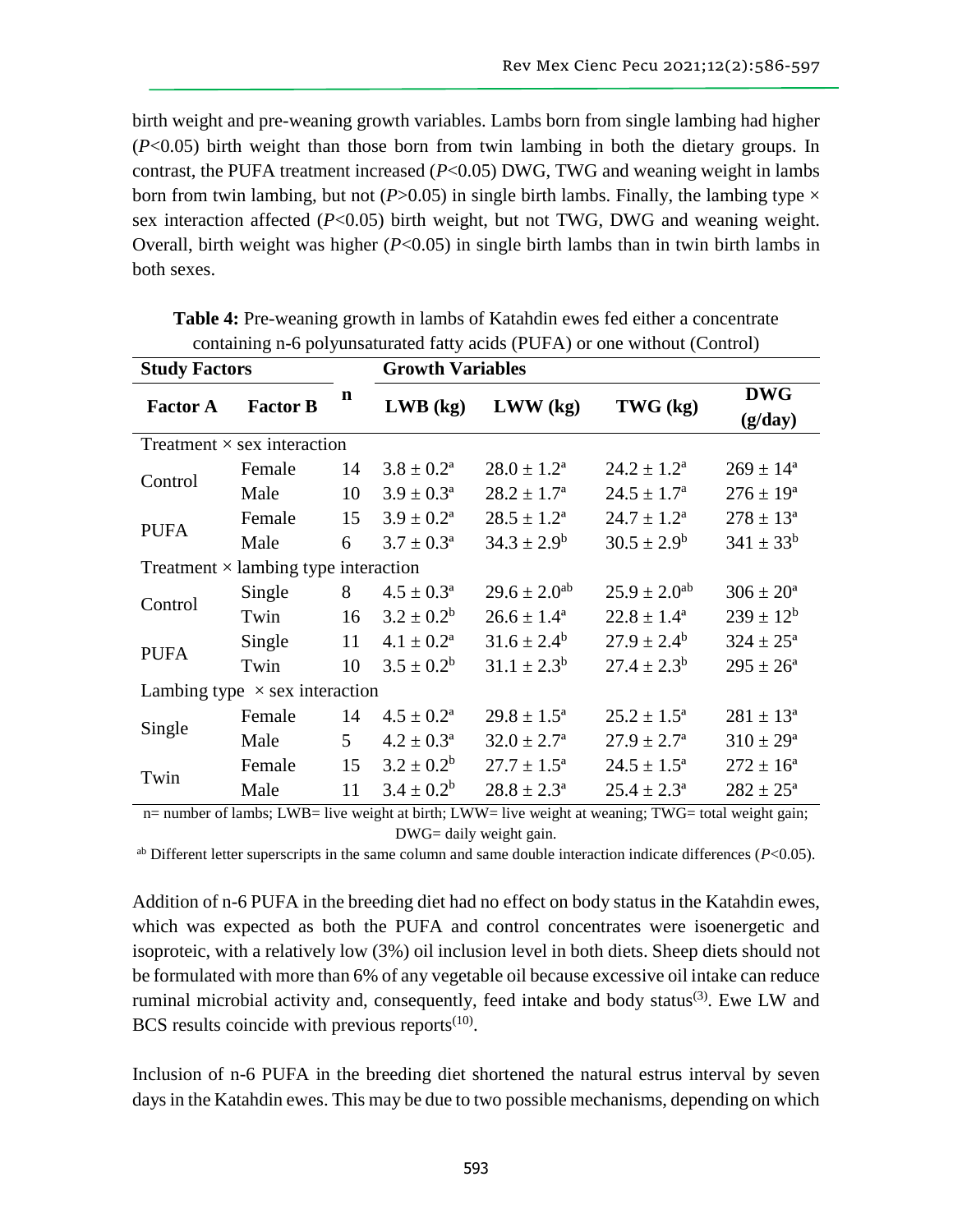birth weight and pre-weaning growth variables. Lambs born from single lambing had higher ($P$<0.05) birth weight than those born from twin lambing in both the dietary groups. In contrast, the PUFA treatment increased ($P$<0.05) DWG, TWG and weaning weight in lambs born from twin lambing, but not ($P$>0.05) in single birth lambs. Finally, the lambing type × sex interaction affected ($P$<0.05) birth weight, but not TWG, DWG and weaning weight. Overall, birth weight was higher ($P$<0.05) in single birth lambs than in twin birth lambs in both sexes.

**Table 4:** Pre-weaning growth in lambs of Katahdin ewes fed either a concentrate containing n-6 polyunsaturated fatty acids (PUFA) or one without (Control)

| Study Factors | | n | Growth Variables | | | |
|---|---|---|---|---|---|---|
| **Factor A** | **Factor B** | | **LWB (kg)** | **LWW (kg)** | **TWG (kg)** | **DWG (g/day)** |
| Treatment × sex interaction | | | | | | |
| Control | Female | 14 | $3.8 \pm 0.2^{a}$ | $28.0 \pm 1.2^{a}$ | $24.2 \pm 1.2^{a}$ | $269 \pm 14^{a}$ |
| | Male | 10 | $3.9 \pm 0.3^{a}$ | $28.2 \pm 1.7^{a}$ | $24.5 \pm 1.7^{a}$ | $276 \pm 19^{a}$ |
| PUFA | Female | 15 | $3.9 \pm 0.2^{a}$ | $28.5 \pm 1.2^{a}$ | $24.7 \pm 1.2^{a}$ | $278 \pm 13^{a}$ |
| | Male | 6 | $3.7 \pm 0.3^{a}$ | $34.3 \pm 2.9^{b}$ | $30.5 \pm 2.9^{b}$ | $341 \pm 33^{b}$ |
| Treatment × lambing type interaction | | | | | | |
| Control | Single | 8 | $4.5 \pm 0.3^{a}$ | $29.6 \pm 2.0^{ab}$ | $25.9 \pm 2.0^{ab}$ | $306 \pm 20^{a}$ |
| | Twin | 16 | $3.2 \pm 0.2^{b}$ | $26.6 \pm 1.4^{a}$ | $22.8 \pm 1.4^{a}$ | $239 \pm 12^{b}$ |
| PUFA | Single | 11 | $4.1 \pm 0.2^{a}$ | $31.6 \pm 2.4^{b}$ | $27.9 \pm 2.4^{b}$ | $324 \pm 25^{a}$ |
| | Twin | 10 | $3.5 \pm 0.2^{b}$ | $31.1 \pm 2.3^{b}$ | $27.4 \pm 2.3^{b}$ | $295 \pm 26^{a}$ |
| Lambing type × sex interaction | | | | | | |
| Single | Female | 14 | $4.5 \pm 0.2^{a}$ | $29.8 \pm 1.5^{a}$ | $25.2 \pm 1.5^{a}$ | $281 \pm 13^{a}$ |
| | Male | 5 | $4.2 \pm 0.3^{a}$ | $32.0 \pm 2.7^{a}$ | $27.9 \pm 2.7^{a}$ | $310 \pm 29^{a}$ |
| Twin | Female | 15 | $3.2 \pm 0.2^{b}$ | $27.7 \pm 1.5^{a}$ | $24.5 \pm 1.5^{a}$ | $272 \pm 16^{a}$ |
| | Male | 11 | $3.4 \pm 0.2^{b}$ | $28.8 \pm 2.3^{a}$ | $25.4 \pm 2.3^{a}$ | $282 \pm 25^{a}$ |

n= number of lambs; LWB= live weight at birth; LWW= live weight at weaning; TWG= total weight gain; DWG= daily weight gain.

[ab] Different letter superscripts in the same column and same double interaction indicate differences ($P$<0.05).

Addition of n-6 PUFA in the breeding diet had no effect on body status in the Katahdin ewes, which was expected as both the PUFA and control concentrates were isoenergetic and isoproteic, with a relatively low (3%) oil inclusion level in both diets. Sheep diets should not be formulated with more than 6% of any vegetable oil because excessive oil intake can reduce ruminal microbial activity and, consequently, feed intake and body status[3]. Ewe LW and BCS results coincide with previous reports[10].

Inclusion of n-6 PUFA in the breeding diet shortened the natural estrus interval by seven days in the Katahdin ewes. This may be due to two possible mechanisms, depending on which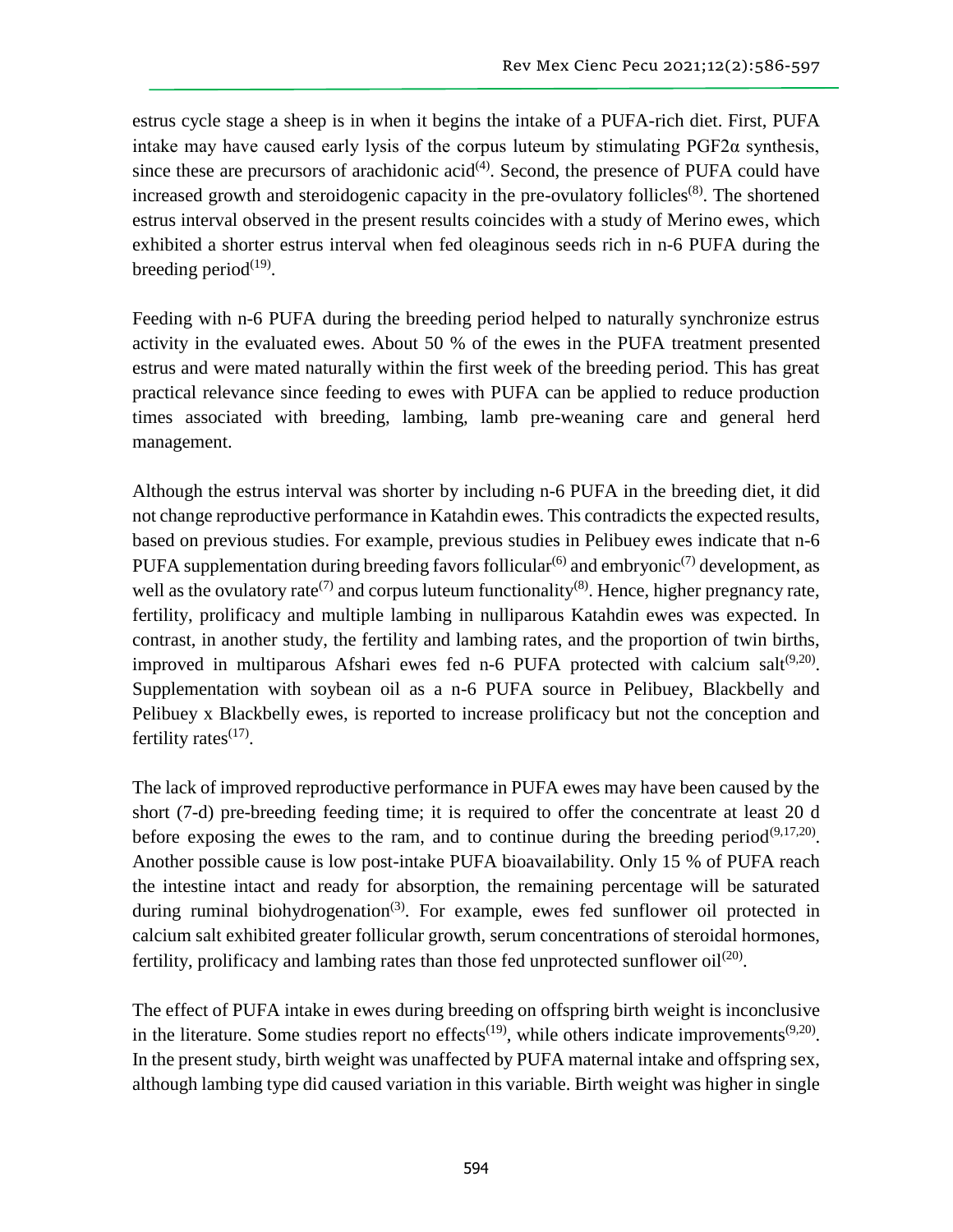estrus cycle stage a sheep is in when it begins the intake of a PUFA-rich diet. First, PUFA intake may have caused early lysis of the corpus luteum by stimulating PGF2α synthesis, since these are precursors of arachidonic acid[4]. Second, the presence of PUFA could have increased growth and steroidogenic capacity in the pre-ovulatory follicles[8]. The shortened estrus interval observed in the present results coincides with a study of Merino ewes, which exhibited a shorter estrus interval when fed oleaginous seeds rich in n-6 PUFA during the breeding period[19].

Feeding with n-6 PUFA during the breeding period helped to naturally synchronize estrus activity in the evaluated ewes. About 50 % of the ewes in the PUFA treatment presented estrus and were mated naturally within the first week of the breeding period. This has great practical relevance since feeding to ewes with PUFA can be applied to reduce production times associated with breeding, lambing, lamb pre-weaning care and general herd management.

Although the estrus interval was shorter by including n-6 PUFA in the breeding diet, it did not change reproductive performance in Katahdin ewes. This contradicts the expected results, based on previous studies. For example, previous studies in Pelibuey ewes indicate that n-6 PUFA supplementation during breeding favors follicular[6] and embryonic[7] development, as well as the ovulatory rate[7] and corpus luteum functionality[8]. Hence, higher pregnancy rate, fertility, prolificacy and multiple lambing in nulliparous Katahdin ewes was expected. In contrast, in another study, the fertility and lambing rates, and the proportion of twin births, improved in multiparous Afshari ewes fed n-6 PUFA protected with calcium salt[9,20]. Supplementation with soybean oil as a n-6 PUFA source in Pelibuey, Blackbelly and Pelibuey x Blackbelly ewes, is reported to increase prolificacy but not the conception and fertility rates[17].

The lack of improved reproductive performance in PUFA ewes may have been caused by the short (7-d) pre-breeding feeding time; it is required to offer the concentrate at least 20 d before exposing the ewes to the ram, and to continue during the breeding period[9,17,20]. Another possible cause is low post-intake PUFA bioavailability. Only 15 % of PUFA reach the intestine intact and ready for absorption, the remaining percentage will be saturated during ruminal biohydrogenation[3]. For example, ewes fed sunflower oil protected in calcium salt exhibited greater follicular growth, serum concentrations of steroidal hormones, fertility, prolificacy and lambing rates than those fed unprotected sunflower oil[20].

The effect of PUFA intake in ewes during breeding on offspring birth weight is inconclusive in the literature. Some studies report no effects[19], while others indicate improvements[9,20]. In the present study, birth weight was unaffected by PUFA maternal intake and offspring sex, although lambing type did caused variation in this variable. Birth weight was higher in single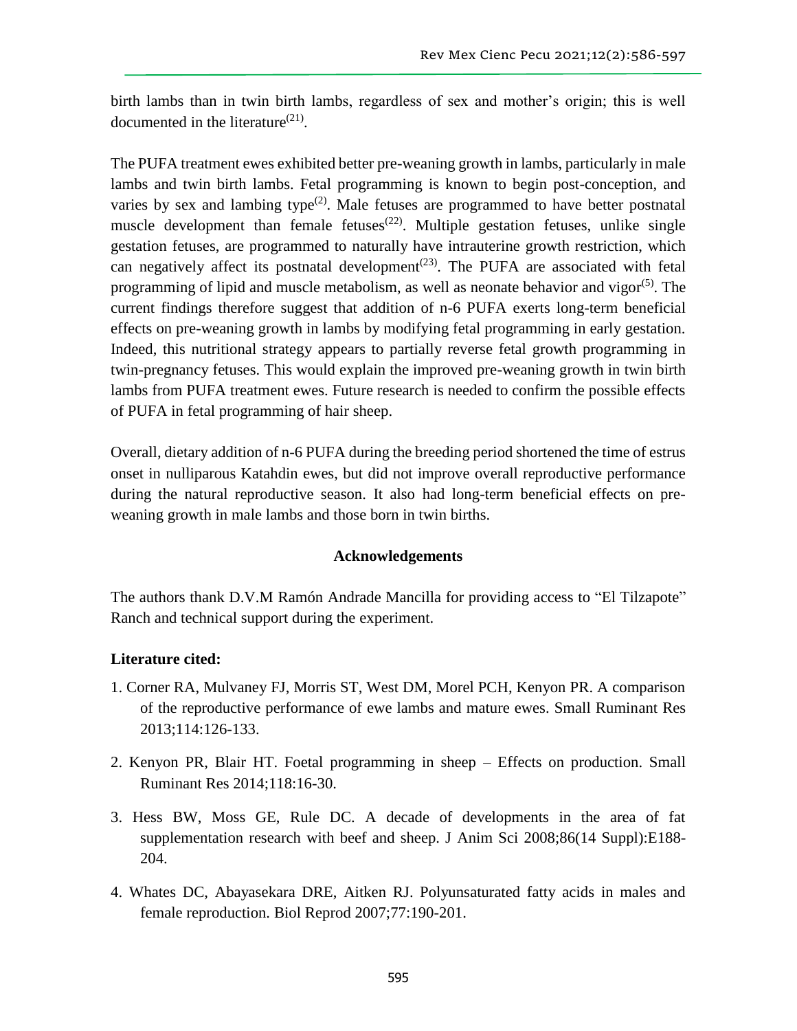birth lambs than in twin birth lambs, regardless of sex and mother's origin; this is well documented in the literature[21].

The PUFA treatment ewes exhibited better pre-weaning growth in lambs, particularly in male lambs and twin birth lambs. Fetal programming is known to begin post-conception, and varies by sex and lambing type[2]. Male fetuses are programmed to have better postnatal muscle development than female fetuses[22]. Multiple gestation fetuses, unlike single gestation fetuses, are programmed to naturally have intrauterine growth restriction, which can negatively affect its postnatal development[23]. The PUFA are associated with fetal programming of lipid and muscle metabolism, as well as neonate behavior and vigor[5]. The current findings therefore suggest that addition of n-6 PUFA exerts long-term beneficial effects on pre-weaning growth in lambs by modifying fetal programming in early gestation. Indeed, this nutritional strategy appears to partially reverse fetal growth programming in twin-pregnancy fetuses. This would explain the improved pre-weaning growth in twin birth lambs from PUFA treatment ewes. Future research is needed to confirm the possible effects of PUFA in fetal programming of hair sheep.

Overall, dietary addition of n-6 PUFA during the breeding period shortened the time of estrus onset in nulliparous Katahdin ewes, but did not improve overall reproductive performance during the natural reproductive season. It also had long-term beneficial effects on pre-weaning growth in male lambs and those born in twin births.

## Acknowledgements

The authors thank D.V.M Ramón Andrade Mancilla for providing access to "El Tilzapote" Ranch and technical support during the experiment.

## Literature cited:

1. Corner RA, Mulvaney FJ, Morris ST, West DM, Morel PCH, Kenyon PR. A comparison of the reproductive performance of ewe lambs and mature ewes. Small Ruminant Res 2013;114:126-133.
2. Kenyon PR, Blair HT. Foetal programming in sheep – Effects on production. Small Ruminant Res 2014;118:16-30.
3. Hess BW, Moss GE, Rule DC. A decade of developments in the area of fat supplementation research with beef and sheep. J Anim Sci 2008;86(14 Suppl):E188-204.
4. Whates DC, Abayasekara DRE, Aitken RJ. Polyunsaturated fatty acids in males and female reproduction. Biol Reprod 2007;77:190-201.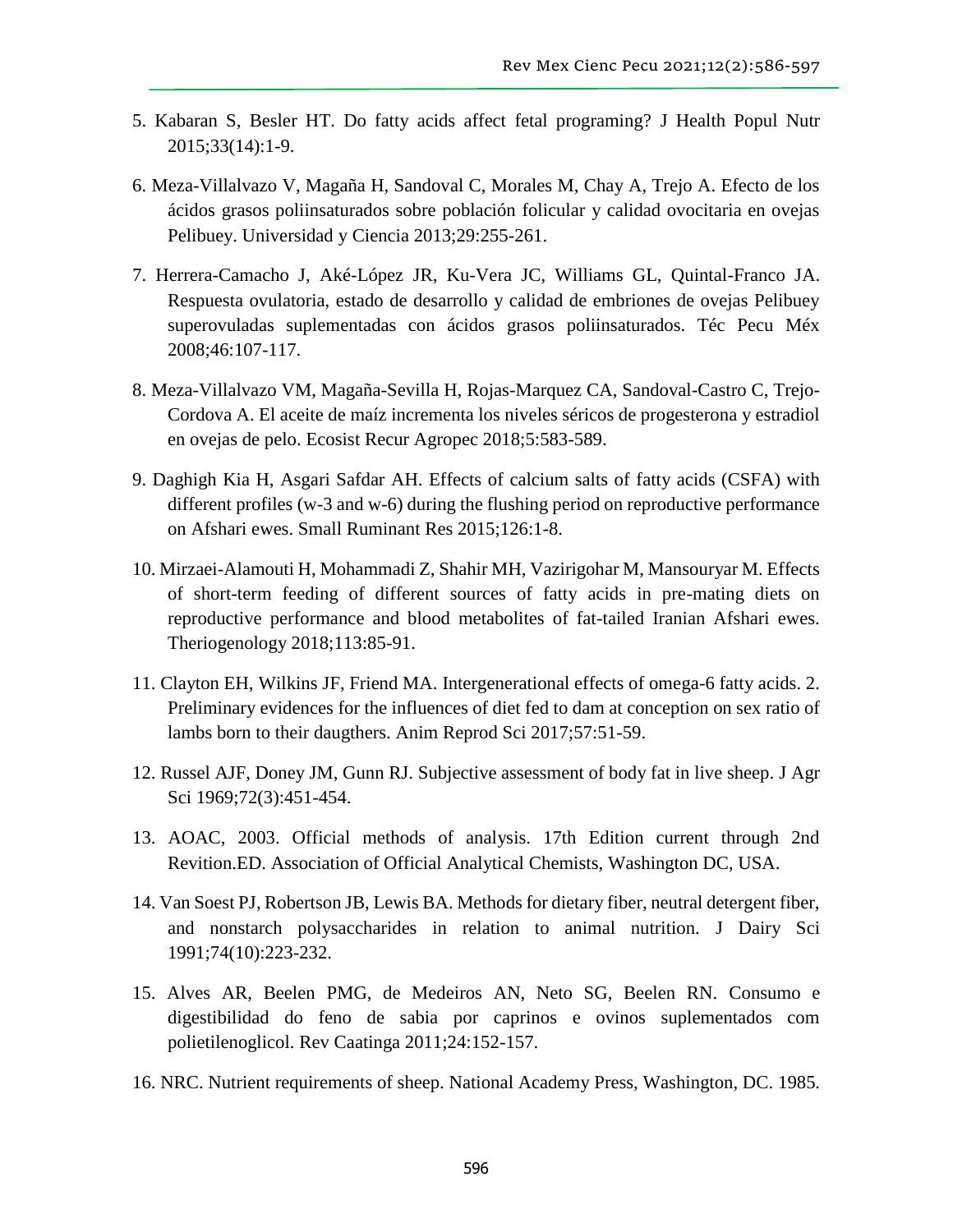5. Kabaran S, Besler HT. Do fatty acids affect fetal programing? J Health Popul Nutr 2015;33(14):1-9.

6. Meza-Villalvazo V, Magaña H, Sandoval C, Morales M, Chay A, Trejo A. Efecto de los ácidos grasos poliinsaturados sobre población folicular y calidad ovocitaria en ovejas Pelibuey. Universidad y Ciencia 2013;29:255-261.

7. Herrera-Camacho J, Aké-López JR, Ku-Vera JC, Williams GL, Quintal-Franco JA. Respuesta ovulatoria, estado de desarrollo y calidad de embriones de ovejas Pelibuey superovuladas suplementadas con ácidos grasos poliinsaturados. Téc Pecu Méx 2008;46:107-117.

8. Meza-Villalvazo VM, Magaña-Sevilla H, Rojas-Marquez CA, Sandoval-Castro C, Trejo-Cordova A. El aceite de maíz incrementa los niveles séricos de progesterona y estradiol en ovejas de pelo. Ecosist Recur Agropec 2018;5:583-589.

9. Daghigh Kia H, Asgari Safdar AH. Effects of calcium salts of fatty acids (CSFA) with different profiles (w-3 and w-6) during the flushing period on reproductive performance on Afshari ewes. Small Ruminant Res 2015;126:1-8.

10. Mirzaei-Alamouti H, Mohammadi Z, Shahir MH, Vazirigohar M, Mansouryar M. Effects of short-term feeding of different sources of fatty acids in pre-mating diets on reproductive performance and blood metabolites of fat-tailed Iranian Afshari ewes. Theriogenology 2018;113:85-91.

11. Clayton EH, Wilkins JF, Friend MA. Intergenerational effects of omega-6 fatty acids. 2. Preliminary evidences for the influences of diet fed to dam at conception on sex ratio of lambs born to their daugthers. Anim Reprod Sci 2017;57:51-59.

12. Russel AJF, Doney JM, Gunn RJ. Subjective assessment of body fat in live sheep. J Agr Sci 1969;72(3):451-454.

13. AOAC, 2003. Official methods of analysis. 17th Edition current through 2nd Revition.ED. Association of Official Analytical Chemists, Washington DC, USA.

14. Van Soest PJ, Robertson JB, Lewis BA. Methods for dietary fiber, neutral detergent fiber, and nonstarch polysaccharides in relation to animal nutrition. J Dairy Sci 1991;74(10):223-232.

15. Alves AR, Beelen PMG, de Medeiros AN, Neto SG, Beelen RN. Consumo e digestibilidad do feno de sabia por caprinos e ovinos suplementados com polietilenoglicol. Rev Caatinga 2011;24:152-157.

16. NRC. Nutrient requirements of sheep. National Academy Press, Washington, DC. 1985.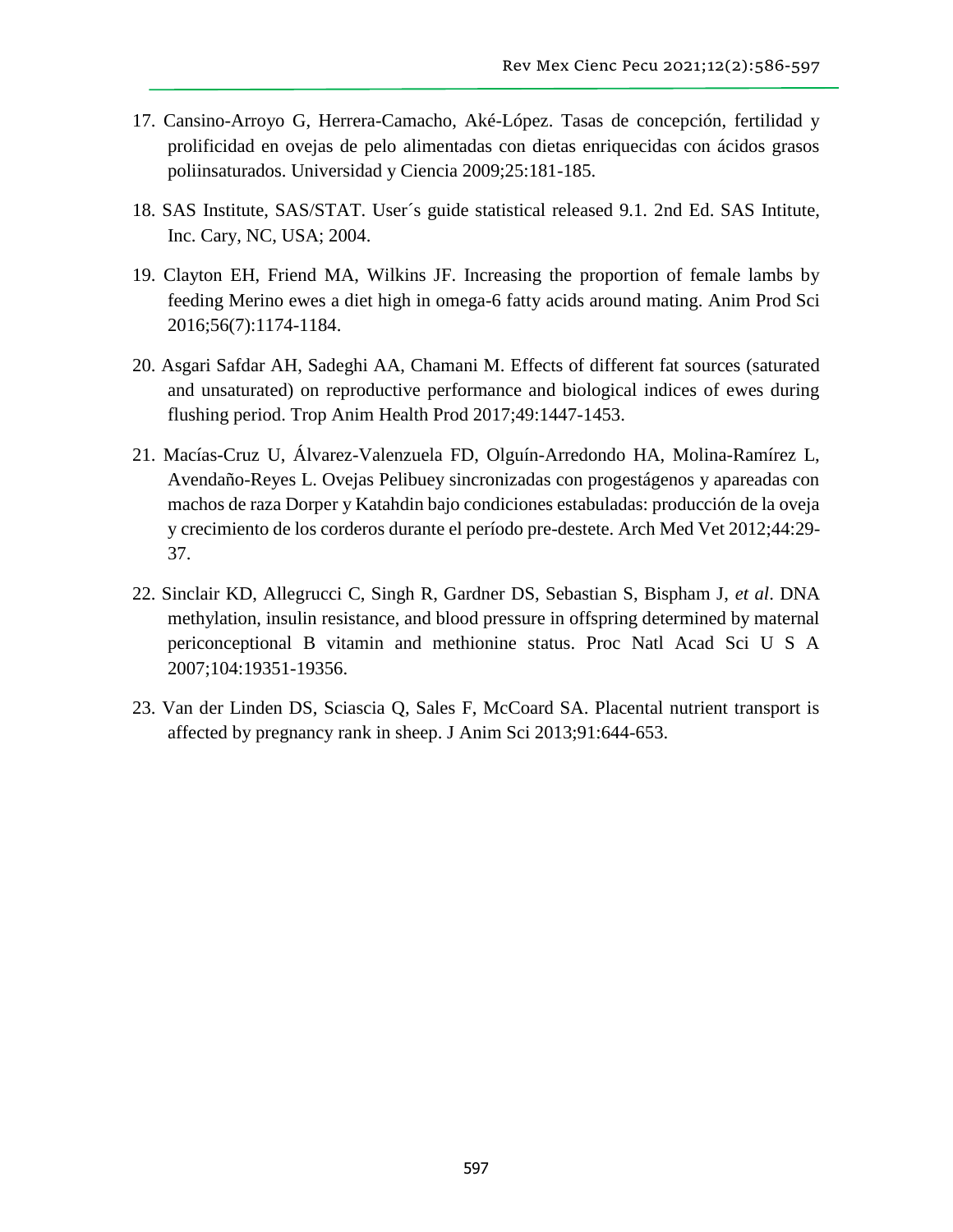17. Cansino-Arroyo G, Herrera-Camacho, Aké-López. Tasas de concepción, fertilidad y prolificidad en ovejas de pelo alimentadas con dietas enriquecidas con ácidos grasos poliinsaturados. Universidad y Ciencia 2009;25:181-185.

18. SAS Institute, SAS/STAT. User´s guide statistical released 9.1. 2nd Ed. SAS Intitute, Inc. Cary, NC, USA; 2004.

19. Clayton EH, Friend MA, Wilkins JF. Increasing the proportion of female lambs by feeding Merino ewes a diet high in omega-6 fatty acids around mating. Anim Prod Sci 2016;56(7):1174-1184.

20. Asgari Safdar AH, Sadeghi AA, Chamani M. Effects of different fat sources (saturated and unsaturated) on reproductive performance and biological indices of ewes during flushing period. Trop Anim Health Prod 2017;49:1447-1453.

21. Macías-Cruz U, Álvarez-Valenzuela FD, Olguín-Arredondo HA, Molina-Ramírez L, Avendaño-Reyes L. Ovejas Pelibuey sincronizadas con progestágenos y apareadas con machos de raza Dorper y Katahdin bajo condiciones estabuladas: producción de la oveja y crecimiento de los corderos durante el período pre-destete. Arch Med Vet 2012;44:29-37.

22. Sinclair KD, Allegrucci C, Singh R, Gardner DS, Sebastian S, Bispham J, *et al*. DNA methylation, insulin resistance, and blood pressure in offspring determined by maternal periconceptional B vitamin and methionine status. Proc Natl Acad Sci U S A 2007;104:19351-19356.

23. Van der Linden DS, Sciascia Q, Sales F, McCoard SA. Placental nutrient transport is affected by pregnancy rank in sheep. J Anim Sci 2013;91:644-653.